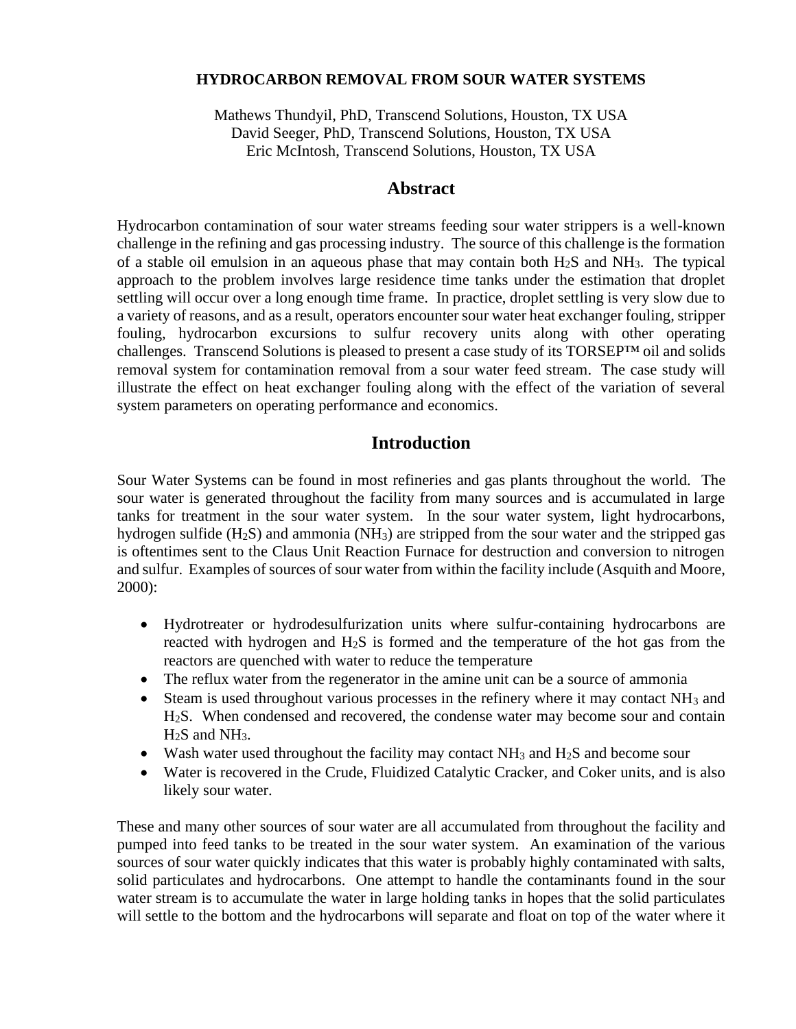# HYDROCARBON REMOVAL FROM SOUR WATER SYSTEMS

Mathews Thundyil, PhD, Transcend Solutions, Houston, TX USA
David Seeger, PhD, Transcend Solutions, Houston, TX USA
Eric McIntosh, Transcend Solutions, Houston, TX USA

## Abstract

Hydrocarbon contamination of sour water streams feeding sour water strippers is a well-known challenge in the refining and gas processing industry. The source of this challenge is the formation of a stable oil emulsion in an aqueous phase that may contain both $H_2S$ and $NH_3$. The typical approach to the problem involves large residence time tanks under the estimation that droplet settling will occur over a long enough time frame. In practice, droplet settling is very slow due to a variety of reasons, and as a result, operators encounter sour water heat exchanger fouling, stripper fouling, hydrocarbon excursions to sulfur recovery units along with other operating challenges. Transcend Solutions is pleased to present a case study of its TORSEP™ oil and solids removal system for contamination removal from a sour water feed stream. The case study will illustrate the effect on heat exchanger fouling along with the effect of the variation of several system parameters on operating performance and economics.

## Introduction

Sour Water Systems can be found in most refineries and gas plants throughout the world. The sour water is generated throughout the facility from many sources and is accumulated in large tanks for treatment in the sour water system. In the sour water system, light hydrocarbons, hydrogen sulfide ($H_2S$) and ammonia ($NH_3$) are stripped from the sour water and the stripped gas is oftentimes sent to the Claus Unit Reaction Furnace for destruction and conversion to nitrogen and sulfur. Examples of sources of sour water from within the facility include (Asquith and Moore, 2000):

- Hydrotreater or hydrodesulfurization units where sulfur-containing hydrocarbons are reacted with hydrogen and $H_2S$ is formed and the temperature of the hot gas from the reactors are quenched with water to reduce the temperature
- The reflux water from the regenerator in the amine unit can be a source of ammonia
- Steam is used throughout various processes in the refinery where it may contact $NH_3$ and $H_2S$. When condensed and recovered, the condense water may become sour and contain $H_2S$ and $NH_3$.
- Wash water used throughout the facility may contact $NH_3$ and $H_2S$ and become sour
- Water is recovered in the Crude, Fluidized Catalytic Cracker, and Coker units, and is also likely sour water.

These and many other sources of sour water are all accumulated from throughout the facility and pumped into feed tanks to be treated in the sour water system. An examination of the various sources of sour water quickly indicates that this water is probably highly contaminated with salts, solid particulates and hydrocarbons. One attempt to handle the contaminants found in the sour water stream is to accumulate the water in large holding tanks in hopes that the solid particulates will settle to the bottom and the hydrocarbons will separate and float on top of the water where it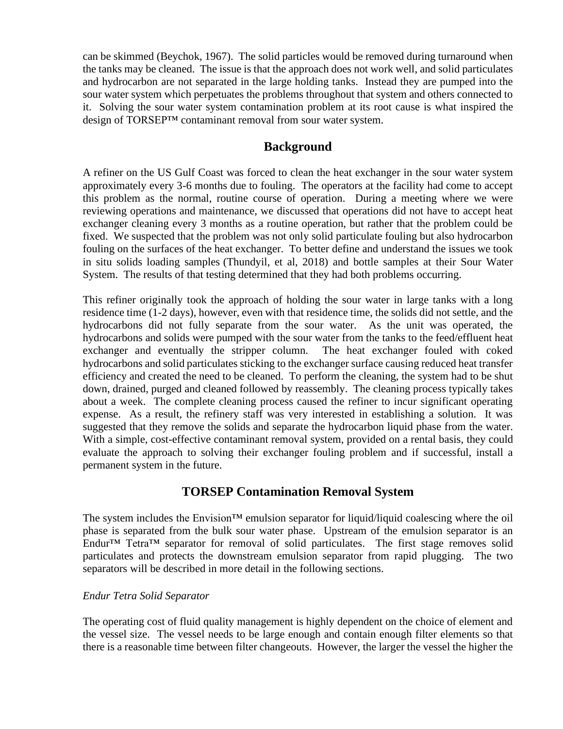can be skimmed (Beychok, 1967). The solid particles would be removed during turnaround when the tanks may be cleaned. The issue is that the approach does not work well, and solid particulates and hydrocarbon are not separated in the large holding tanks. Instead they are pumped into the sour water system which perpetuates the problems throughout that system and others connected to it. Solving the sour water system contamination problem at its root cause is what inspired the design of TORSEP™ contaminant removal from sour water system.

## Background

A refiner on the US Gulf Coast was forced to clean the heat exchanger in the sour water system approximately every 3-6 months due to fouling. The operators at the facility had come to accept this problem as the normal, routine course of operation. During a meeting where we were reviewing operations and maintenance, we discussed that operations did not have to accept heat exchanger cleaning every 3 months as a routine operation, but rather that the problem could be fixed. We suspected that the problem was not only solid particulate fouling but also hydrocarbon fouling on the surfaces of the heat exchanger. To better define and understand the issues we took in situ solids loading samples (Thundyil, et al, 2018) and bottle samples at their Sour Water System. The results of that testing determined that they had both problems occurring.

This refiner originally took the approach of holding the sour water in large tanks with a long residence time (1-2 days), however, even with that residence time, the solids did not settle, and the hydrocarbons did not fully separate from the sour water. As the unit was operated, the hydrocarbons and solids were pumped with the sour water from the tanks to the feed/effluent heat exchanger and eventually the stripper column. The heat exchanger fouled with coked hydrocarbons and solid particulates sticking to the exchanger surface causing reduced heat transfer efficiency and created the need to be cleaned. To perform the cleaning, the system had to be shut down, drained, purged and cleaned followed by reassembly. The cleaning process typically takes about a week. The complete cleaning process caused the refiner to incur significant operating expense. As a result, the refinery staff was very interested in establishing a solution. It was suggested that they remove the solids and separate the hydrocarbon liquid phase from the water. With a simple, cost-effective contaminant removal system, provided on a rental basis, they could evaluate the approach to solving their exchanger fouling problem and if successful, install a permanent system in the future.

## TORSEP Contamination Removal System

The system includes the Envision™ emulsion separator for liquid/liquid coalescing where the oil phase is separated from the bulk sour water phase. Upstream of the emulsion separator is an Endur™ Tetra™ separator for removal of solid particulates. The first stage removes solid particulates and protects the downstream emulsion separator from rapid plugging. The two separators will be described in more detail in the following sections.

### *Endur Tetra Solid Separator*

The operating cost of fluid quality management is highly dependent on the choice of element and the vessel size. The vessel needs to be large enough and contain enough filter elements so that there is a reasonable time between filter changeouts. However, the larger the vessel the higher the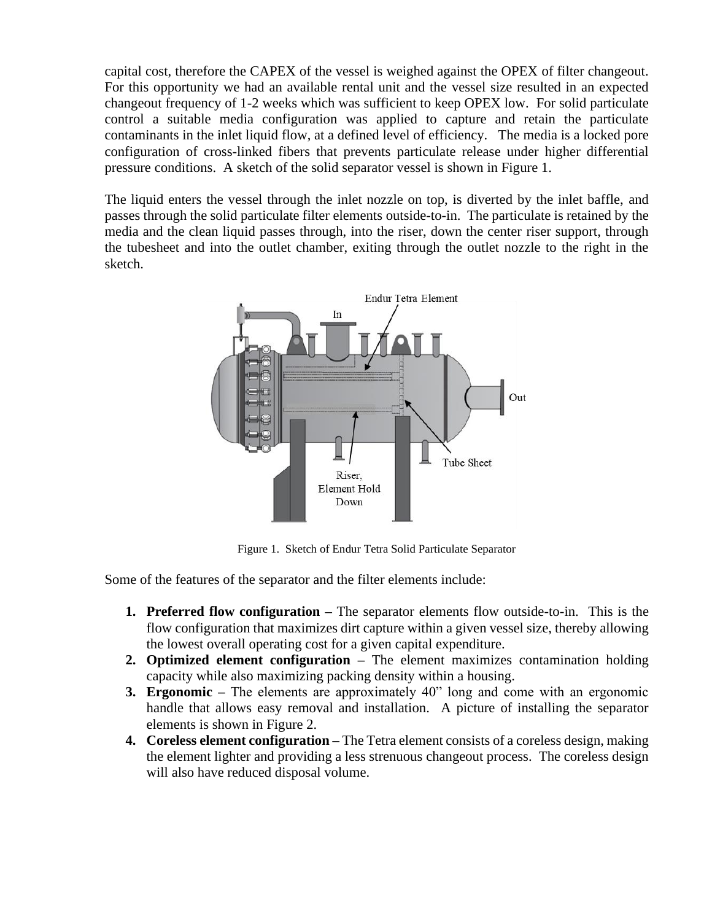capital cost, therefore the CAPEX of the vessel is weighed against the OPEX of filter changeout. For this opportunity we had an available rental unit and the vessel size resulted in an expected changeout frequency of 1-2 weeks which was sufficient to keep OPEX low. For solid particulate control a suitable media configuration was applied to capture and retain the particulate contaminants in the inlet liquid flow, at a defined level of efficiency. The media is a locked pore configuration of cross-linked fibers that prevents particulate release under higher differential pressure conditions. A sketch of the solid separator vessel is shown in Figure 1.

The liquid enters the vessel through the inlet nozzle on top, is diverted by the inlet baffle, and passes through the solid particulate filter elements outside-to-in. The particulate is retained by the media and the clean liquid passes through, into the riser, down the center riser support, through the tubesheet and into the outlet chamber, exiting through the outlet nozzle to the right in the sketch.

Figure 1. Sketch of Endur Tetra Solid Particulate Separator

Some of the features of the separator and the filter elements include:

1. **Preferred flow configuration –** The separator elements flow outside-to-in. This is the flow configuration that maximizes dirt capture within a given vessel size, thereby allowing the lowest overall operating cost for a given capital expenditure.
2. **Optimized element configuration –** The element maximizes contamination holding capacity while also maximizing packing density within a housing.
3. **Ergonomic –** The elements are approximately 40" long and come with an ergonomic handle that allows easy removal and installation. A picture of installing the separator elements is shown in Figure 2.
4. **Coreless element configuration –** The Tetra element consists of a coreless design, making the element lighter and providing a less strenuous changeout process. The coreless design will also have reduced disposal volume.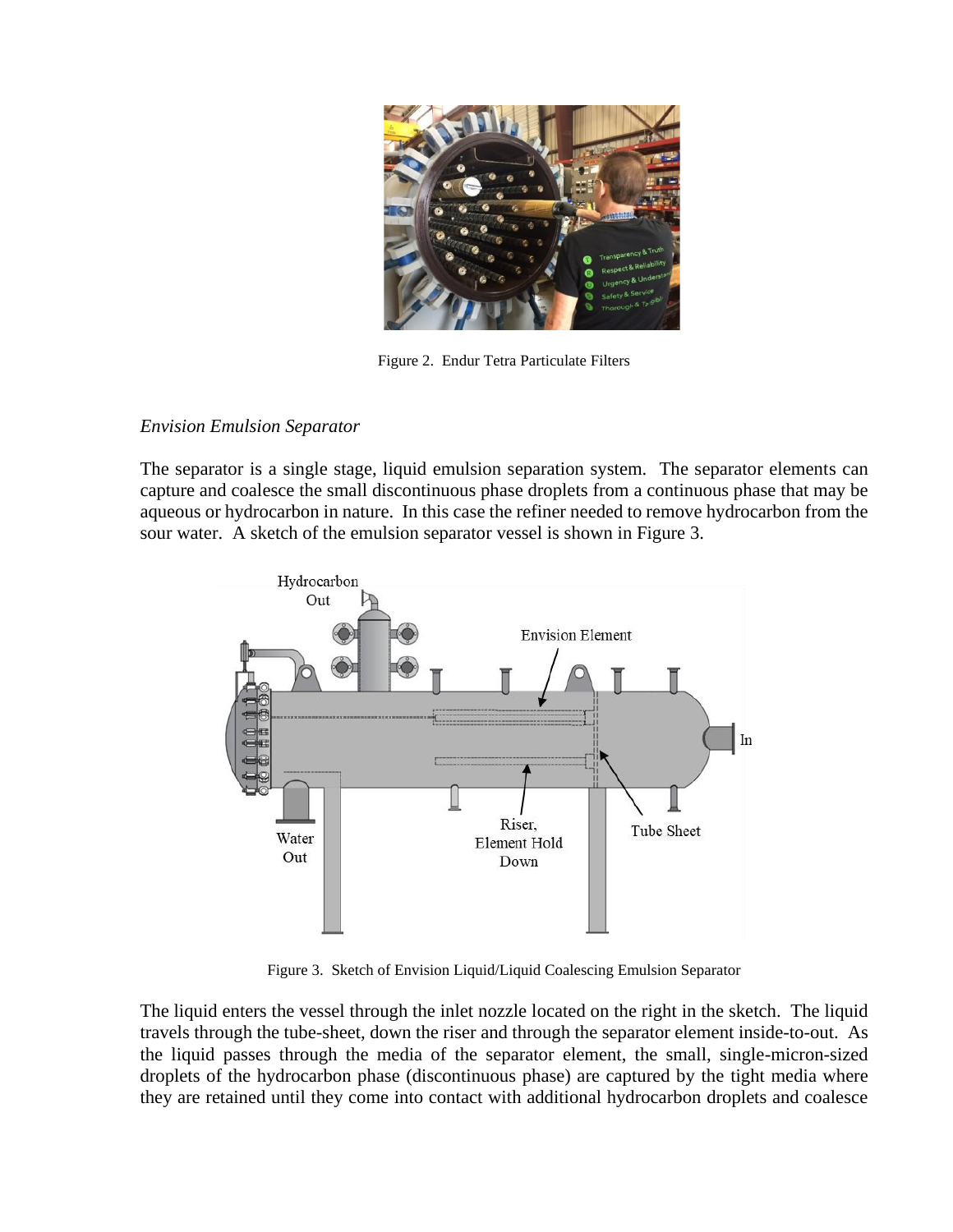Figure 2. Endur Tetra Particulate Filters

*Envision Emulsion Separator*

The separator is a single stage, liquid emulsion separation system. The separator elements can capture and coalesce the small discontinuous phase droplets from a continuous phase that may be aqueous or hydrocarbon in nature. In this case the refiner needed to remove hydrocarbon from the sour water. A sketch of the emulsion separator vessel is shown in Figure 3.

Figure 3. Sketch of Envision Liquid/Liquid Coalescing Emulsion Separator

The liquid enters the vessel through the inlet nozzle located on the right in the sketch. The liquid travels through the tube-sheet, down the riser and through the separator element inside-to-out. As the liquid passes through the media of the separator element, the small, single-micron-sized droplets of the hydrocarbon phase (discontinuous phase) are captured by the tight media where they are retained until they come into contact with additional hydrocarbon droplets and coalesce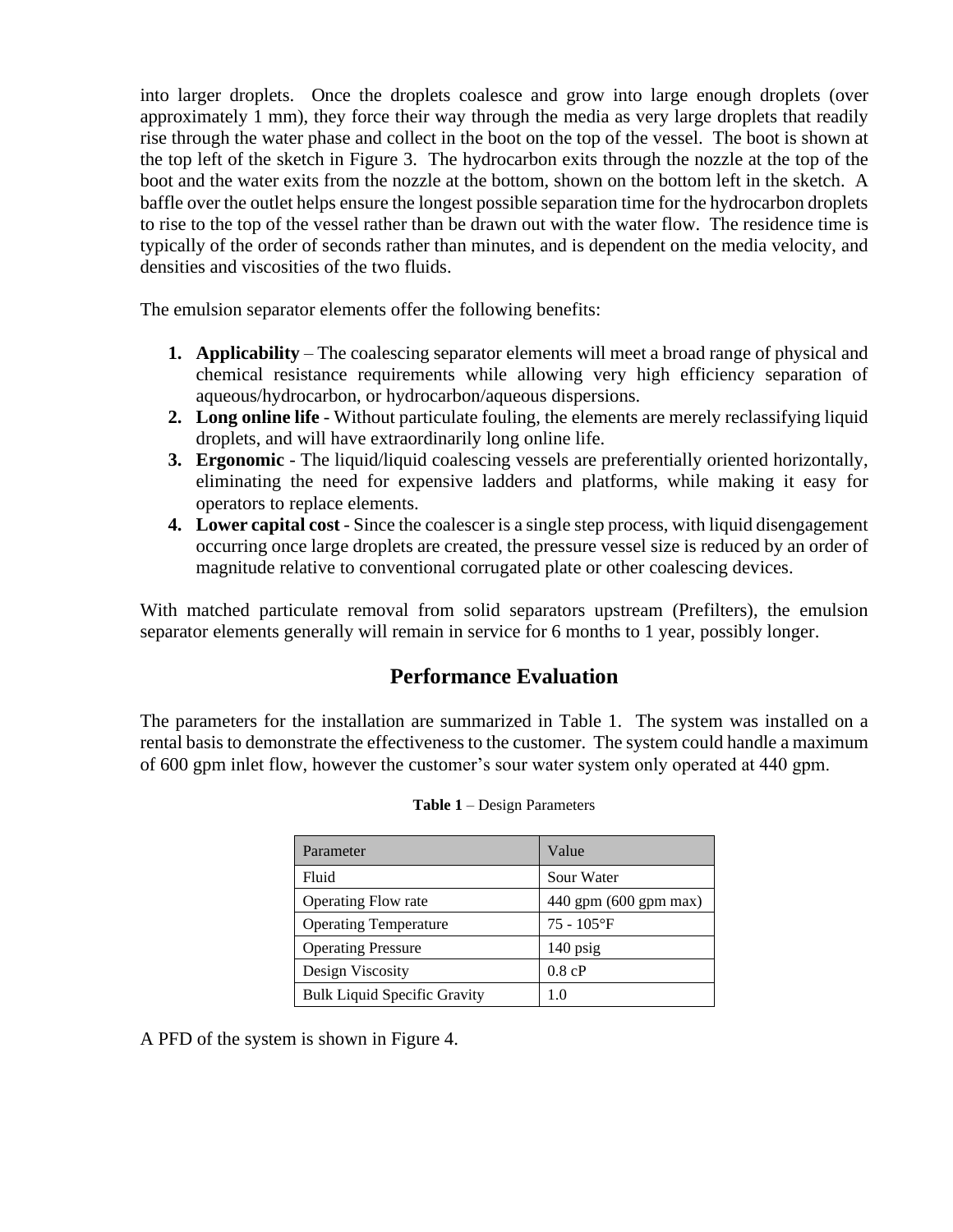into larger droplets. Once the droplets coalesce and grow into large enough droplets (over approximately 1 mm), they force their way through the media as very large droplets that readily rise through the water phase and collect in the boot on the top of the vessel. The boot is shown at the top left of the sketch in Figure 3. The hydrocarbon exits through the nozzle at the top of the boot and the water exits from the nozzle at the bottom, shown on the bottom left in the sketch. A baffle over the outlet helps ensure the longest possible separation time for the hydrocarbon droplets to rise to the top of the vessel rather than be drawn out with the water flow. The residence time is typically of the order of seconds rather than minutes, and is dependent on the media velocity, and densities and viscosities of the two fluids.

The emulsion separator elements offer the following benefits:

1. **Applicability** – The coalescing separator elements will meet a broad range of physical and chemical resistance requirements while allowing very high efficiency separation of aqueous/hydrocarbon, or hydrocarbon/aqueous dispersions.
2. **Long online life** - Without particulate fouling, the elements are merely reclassifying liquid droplets, and will have extraordinarily long online life.
3. **Ergonomic** - The liquid/liquid coalescing vessels are preferentially oriented horizontally, eliminating the need for expensive ladders and platforms, while making it easy for operators to replace elements.
4. **Lower capital cost** - Since the coalescer is a single step process, with liquid disengagement occurring once large droplets are created, the pressure vessel size is reduced by an order of magnitude relative to conventional corrugated plate or other coalescing devices.

With matched particulate removal from solid separators upstream (Prefilters), the emulsion separator elements generally will remain in service for 6 months to 1 year, possibly longer.

## Performance Evaluation

The parameters for the installation are summarized in Table 1. The system was installed on a rental basis to demonstrate the effectiveness to the customer. The system could handle a maximum of 600 gpm inlet flow, however the customer's sour water system only operated at 440 gpm.

**Table 1** – Design Parameters

| Parameter | Value |
|---|---|
| Fluid | Sour Water |
| Operating Flow rate | 440 gpm (600 gpm max) |
| Operating Temperature | 75 - 105°F |
| Operating Pressure | 140 psig |
| Design Viscosity | 0.8 cP |
| Bulk Liquid Specific Gravity | 1.0 |

A PFD of the system is shown in Figure 4.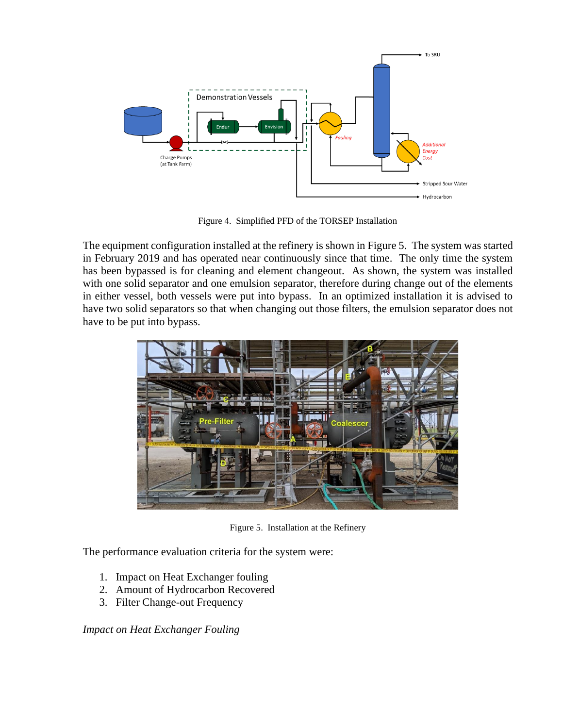Figure 4. Simplified PFD of the TORSEP Installation

The equipment configuration installed at the refinery is shown in Figure 5. The system was started in February 2019 and has operated near continuously since that time. The only time the system has been bypassed is for cleaning and element changeout. As shown, the system was installed with one solid separator and one emulsion separator, therefore during change out of the elements in either vessel, both vessels were put into bypass. In an optimized installation it is advised to have two solid separators so that when changing out those filters, the emulsion separator does not have to be put into bypass.

Figure 5. Installation at the Refinery

The performance evaluation criteria for the system were:

1. Impact on Heat Exchanger fouling
2. Amount of Hydrocarbon Recovered
3. Filter Change-out Frequency

*Impact on Heat Exchanger Fouling*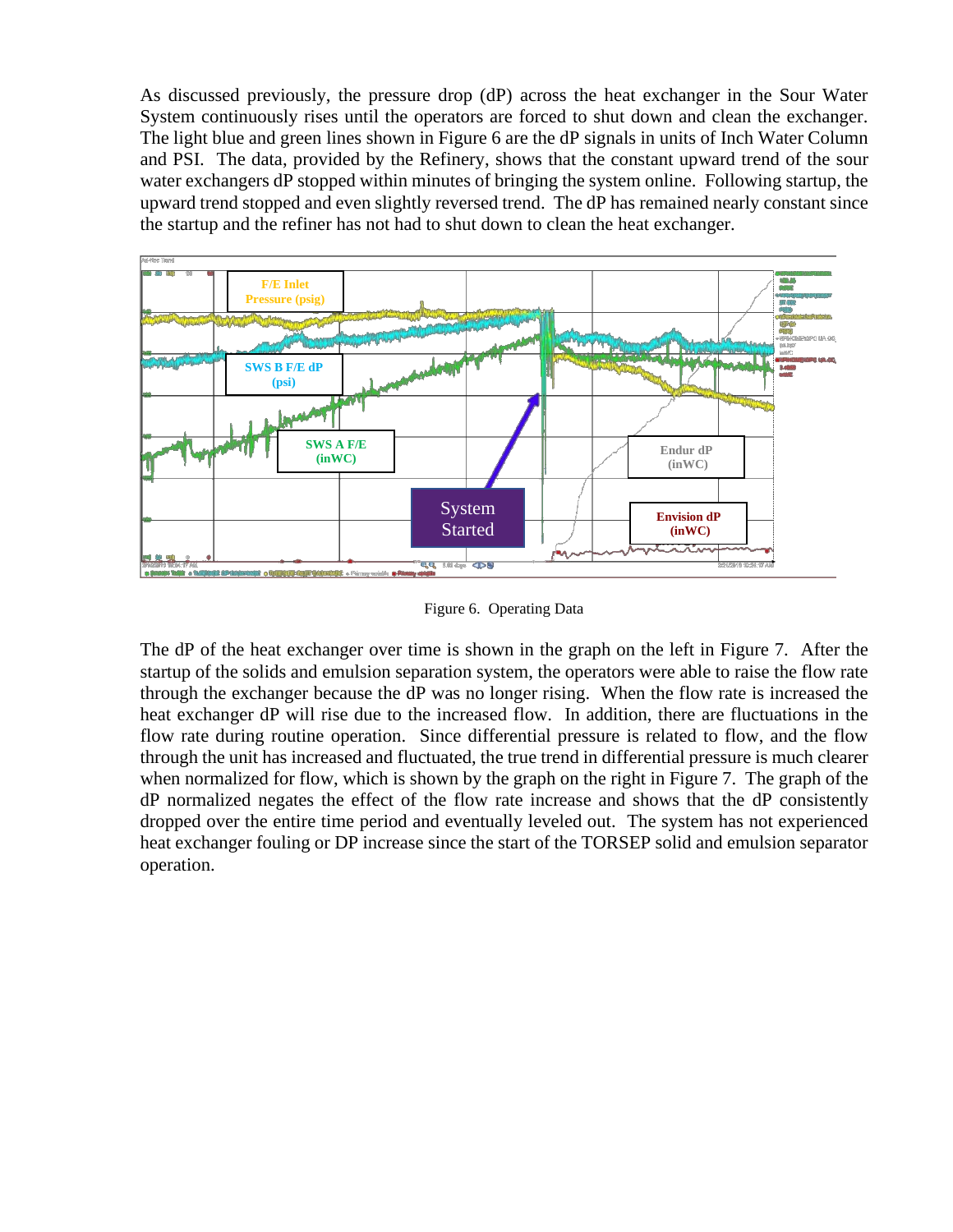As discussed previously, the pressure drop (dP) across the heat exchanger in the Sour Water System continuously rises until the operators are forced to shut down and clean the exchanger. The light blue and green lines shown in Figure 6 are the dP signals in units of Inch Water Column and PSI. The data, provided by the Refinery, shows that the constant upward trend of the sour water exchangers dP stopped within minutes of bringing the system online. Following startup, the upward trend stopped and even slightly reversed trend. The dP has remained nearly constant since the startup and the refiner has not had to shut down to clean the heat exchanger.

Figure 6. Operating Data

The dP of the heat exchanger over time is shown in the graph on the left in Figure 7. After the startup of the solids and emulsion separation system, the operators were able to raise the flow rate through the exchanger because the dP was no longer rising. When the flow rate is increased the heat exchanger dP will rise due to the increased flow. In addition, there are fluctuations in the flow rate during routine operation. Since differential pressure is related to flow, and the flow through the unit has increased and fluctuated, the true trend in differential pressure is much clearer when normalized for flow, which is shown by the graph on the right in Figure 7. The graph of the dP normalized negates the effect of the flow rate increase and shows that the dP consistently dropped over the entire time period and eventually leveled out. The system has not experienced heat exchanger fouling or DP increase since the start of the TORSEP solid and emulsion separator operation.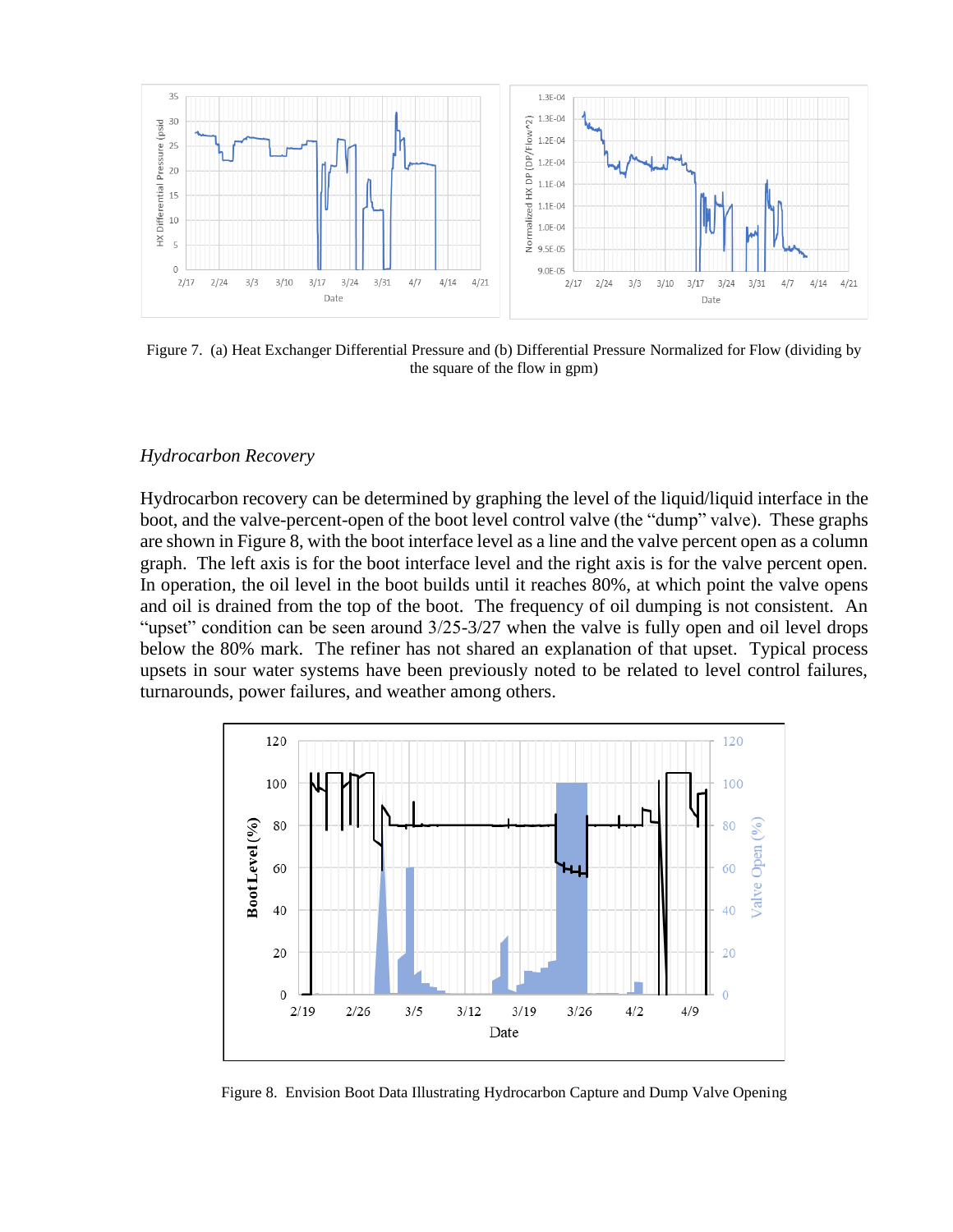Figure 7. (a) Heat Exchanger Differential Pressure and (b) Differential Pressure Normalized for Flow (dividing by the square of the flow in gpm)

### *Hydrocarbon Recovery*

Hydrocarbon recovery can be determined by graphing the level of the liquid/liquid interface in the boot, and the valve-percent-open of the boot level control valve (the "dump" valve). These graphs are shown in Figure 8, with the boot interface level as a line and the valve percent open as a column graph. The left axis is for the boot interface level and the right axis is for the valve percent open. In operation, the oil level in the boot builds until it reaches 80%, at which point the valve opens and oil is drained from the top of the boot. The frequency of oil dumping is not consistent. An "upset" condition can be seen around 3/25-3/27 when the valve is fully open and oil level drops below the 80% mark. The refiner has not shared an explanation of that upset. Typical process upsets in sour water systems have been previously noted to be related to level control failures, turnarounds, power failures, and weather among others.

Figure 8. Envision Boot Data Illustrating Hydrocarbon Capture and Dump Valve Opening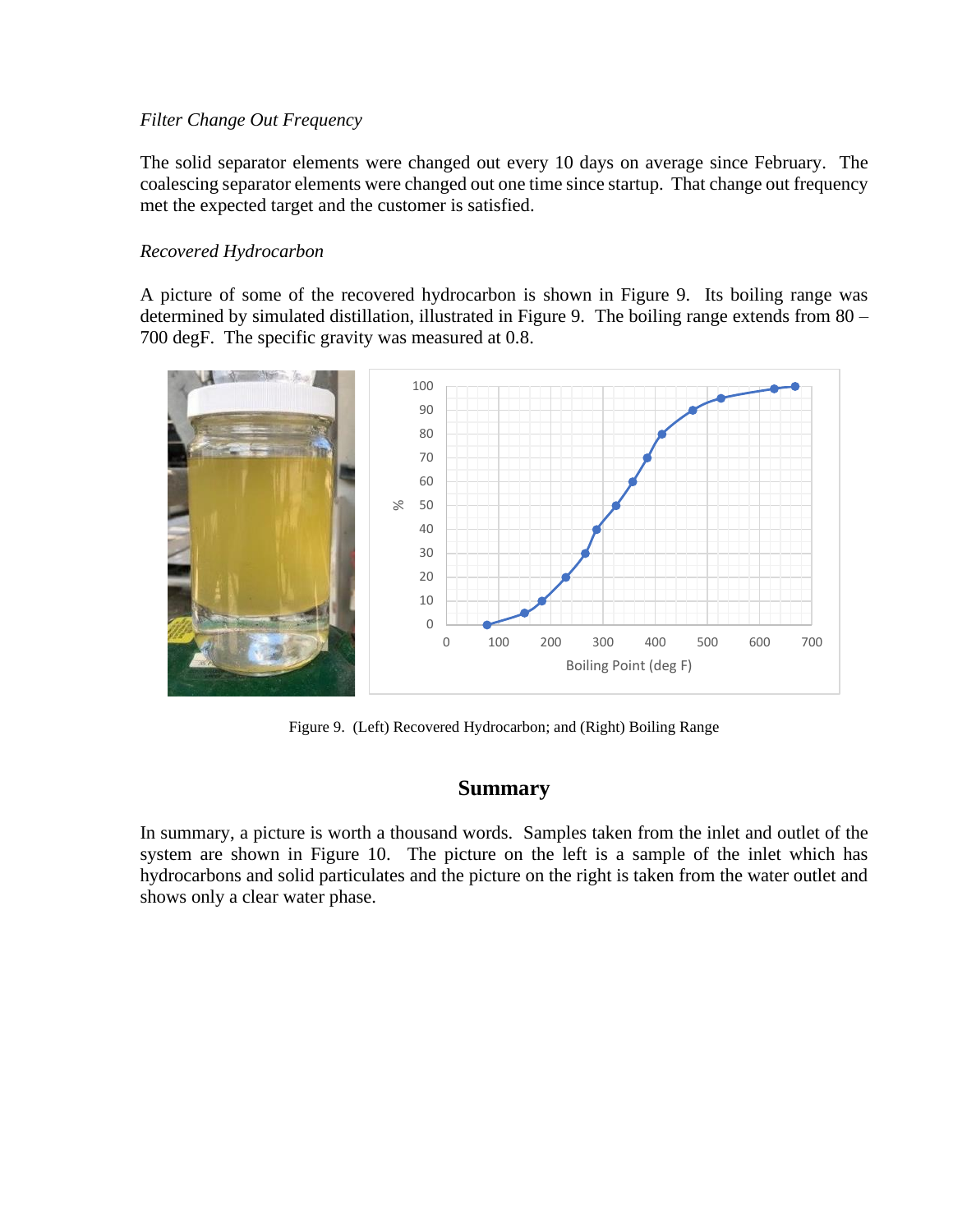*Filter Change Out Frequency*

The solid separator elements were changed out every 10 days on average since February. The coalescing separator elements were changed out one time since startup. That change out frequency met the expected target and the customer is satisfied.

*Recovered Hydrocarbon*

A picture of some of the recovered hydrocarbon is shown in Figure 9. Its boiling range was determined by simulated distillation, illustrated in Figure 9. The boiling range extends from 80 – 700 degF. The specific gravity was measured at 0.8.

Figure 9. (Left) Recovered Hydrocarbon; and (Right) Boiling Range

## Summary

In summary, a picture is worth a thousand words. Samples taken from the inlet and outlet of the system are shown in Figure 10. The picture on the left is a sample of the inlet which has hydrocarbons and solid particulates and the picture on the right is taken from the water outlet and shows only a clear water phase.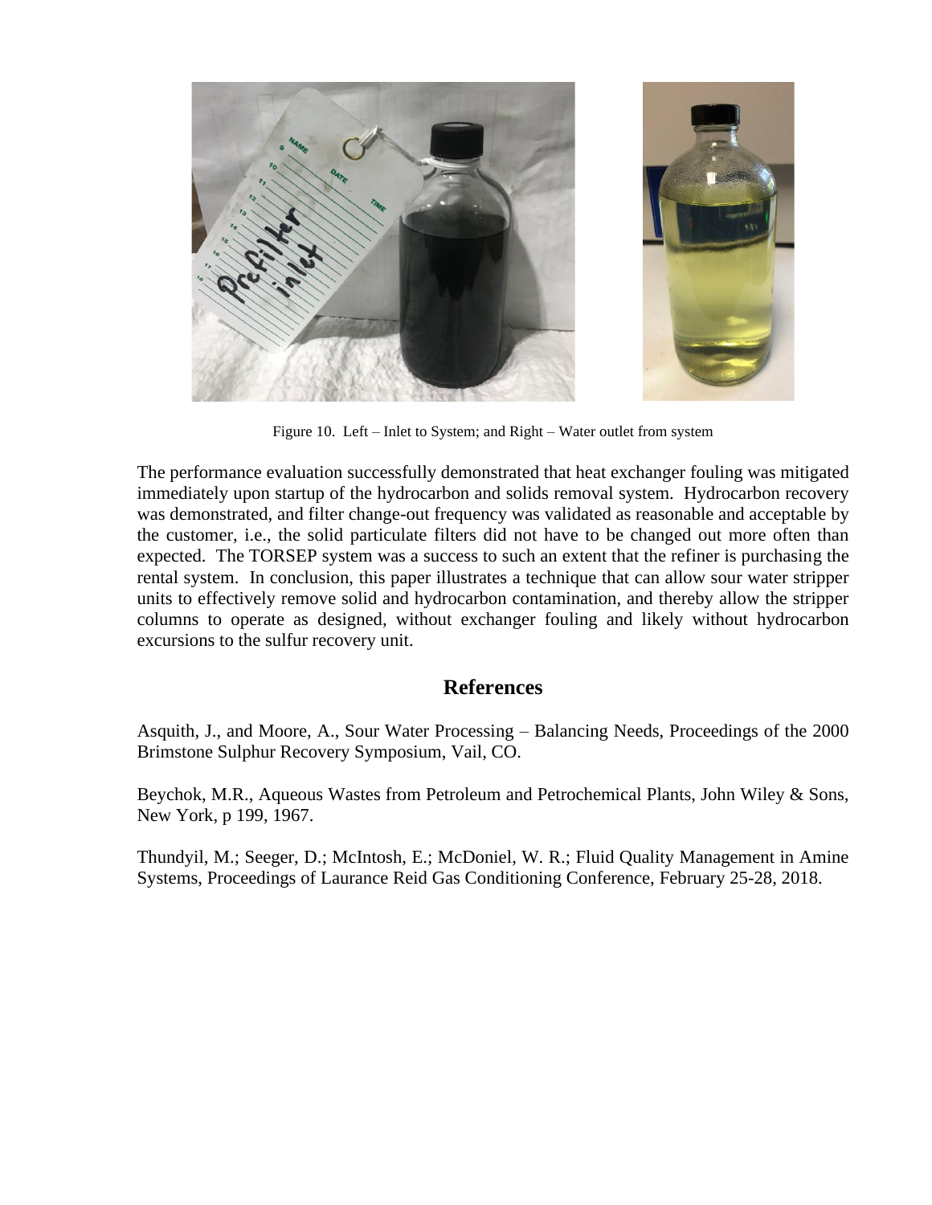Figure 10. Left – Inlet to System; and Right – Water outlet from system

The performance evaluation successfully demonstrated that heat exchanger fouling was mitigated immediately upon startup of the hydrocarbon and solids removal system. Hydrocarbon recovery was demonstrated, and filter change-out frequency was validated as reasonable and acceptable by the customer, i.e., the solid particulate filters did not have to be changed out more often than expected. The TORSEP system was a success to such an extent that the refiner is purchasing the rental system. In conclusion, this paper illustrates a technique that can allow sour water stripper units to effectively remove solid and hydrocarbon contamination, and thereby allow the stripper columns to operate as designed, without exchanger fouling and likely without hydrocarbon excursions to the sulfur recovery unit.

## References

Asquith, J., and Moore, A., Sour Water Processing – Balancing Needs, Proceedings of the 2000 Brimstone Sulphur Recovery Symposium, Vail, CO.

Beychok, M.R., Aqueous Wastes from Petroleum and Petrochemical Plants, John Wiley & Sons, New York, p 199, 1967.

Thundyil, M.; Seeger, D.; McIntosh, E.; McDoniel, W. R.; Fluid Quality Management in Amine Systems, Proceedings of Laurance Reid Gas Conditioning Conference, February 25-28, 2018.